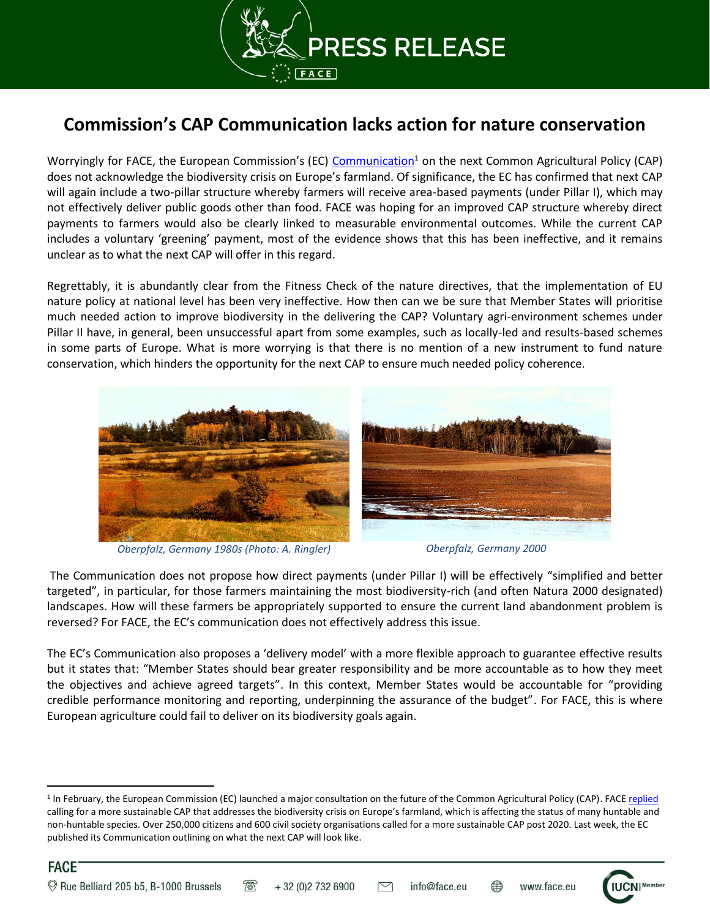# Commission's CAP Communication lacks action for nature conservation

Worryingly for FACE, the European Commission's (EC) Communication[1] on the next Common Agricultural Policy (CAP) does not acknowledge the biodiversity crisis on Europe's farmland. Of significance, the EC has confirmed that next CAP will again include a two-pillar structure whereby farmers will receive area-based payments (under Pillar I), which may not effectively deliver public goods other than food. FACE was hoping for an improved CAP structure whereby direct payments to farmers would also be clearly linked to measurable environmental outcomes. While the current CAP includes a voluntary 'greening' payment, most of the evidence shows that this has been ineffective, and it remains unclear as to what the next CAP will offer in this regard.

Regrettably, it is abundantly clear from the Fitness Check of the nature directives, that the implementation of EU nature policy at national level has been very ineffective. How then can we be sure that Member States will prioritise much needed action to improve biodiversity in the delivering the CAP? Voluntary agri-environment schemes under Pillar II have, in general, been unsuccessful apart from some examples, such as locally-led and results-based schemes in some parts of Europe. What is more worrying is that there is no mention of a new instrument to fund nature conservation, which hinders the opportunity for the next CAP to ensure much needed policy coherence.

*Oberpfalz, Germany 1980s (Photo: A. Ringler)*

*Oberpfalz, Germany 2000*

The Communication does not propose how direct payments (under Pillar I) will be effectively "simplified and better targeted", in particular, for those farmers maintaining the most biodiversity-rich (and often Natura 2000 designated) landscapes. How will these farmers be appropriately supported to ensure the current land abandonment problem is reversed? For FACE, the EC's communication does not effectively address this issue.

The EC's Communication also proposes a 'delivery model' with a more flexible approach to guarantee effective results but it states that: "Member States should bear greater responsibility and be more accountable as to how they meet the objectives and achieve agreed targets". In this context, Member States would be accountable for "providing credible performance monitoring and reporting, underpinning the assurance of the budget". For FACE, this is where European agriculture could fail to deliver on its biodiversity goals again.

---

[1] In February, the European Commission (EC) launched a major consultation on the future of the Common Agricultural Policy (CAP). FACE replied calling for a more sustainable CAP that addresses the biodiversity crisis on Europe's farmland, which is affecting the status of many huntable and non-huntable species. Over 250,000 citizens and 600 civil society organisations called for a more sustainable CAP post 2020. Last week, the EC published its Communication outlining on what the next CAP will look like.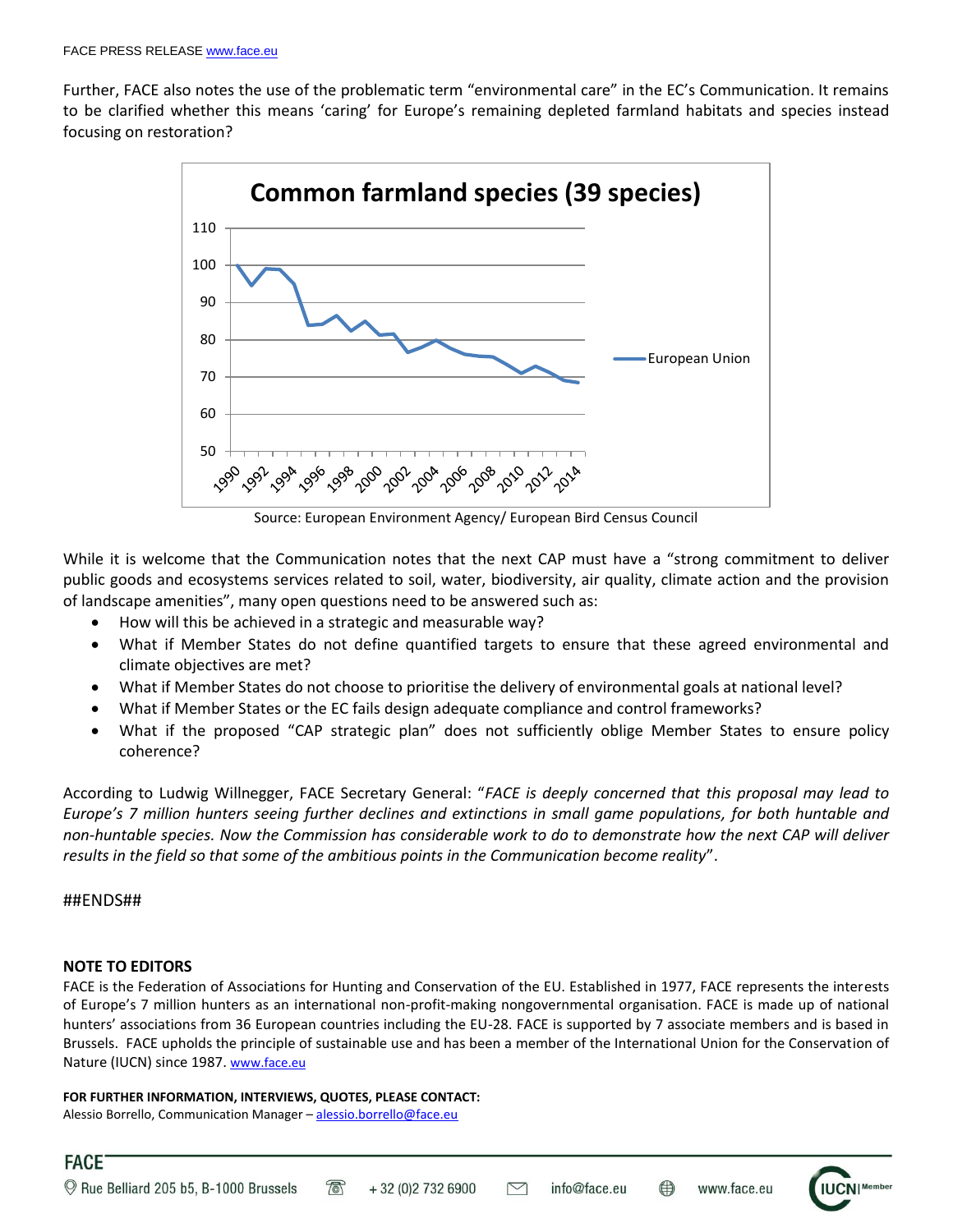Further, FACE also notes the use of the problematic term "environmental care" in the EC's Communication. It remains to be clarified whether this means 'caring' for Europe's remaining depleted farmland habitats and species instead focusing on restoration?

**Common farmland species (39 species)**

110
100
90
80
70
60
50

1990 1992 1994 1996 1998 2000 2002 2004 2006 2008 2010 2012 2014

European Union

Source: European Environment Agency/ European Bird Census Council

While it is welcome that the Communication notes that the next CAP must have a "strong commitment to deliver public goods and ecosystems services related to soil, water, biodiversity, air quality, climate action and the provision of landscape amenities", many open questions need to be answered such as:

- How will this be achieved in a strategic and measurable way?
- What if Member States do not define quantified targets to ensure that these agreed environmental and climate objectives are met?
- What if Member States do not choose to prioritise the delivery of environmental goals at national level?
- What if Member States or the EC fails design adequate compliance and control frameworks?
- What if the proposed "CAP strategic plan" does not sufficiently oblige Member States to ensure policy coherence?

According to Ludwig Willnegger, FACE Secretary General: "*FACE is deeply concerned that this proposal may lead to Europe's 7 million hunters seeing further declines and extinctions in small game populations, for both huntable and non-huntable species. Now the Commission has considerable work to do to demonstrate how the next CAP will deliver results in the field so that some of the ambitious points in the Communication become reality*".

##ENDS##

**NOTE TO EDITORS**

FACE is the Federation of Associations for Hunting and Conservation of the EU. Established in 1977, FACE represents the interests of Europe's 7 million hunters as an international non-profit-making nongovernmental organisation. FACE is made up of national hunters' associations from 36 European countries including the EU-28. FACE is supported by 7 associate members and is based in Brussels. FACE upholds the principle of sustainable use and has been a member of the International Union for the Conservation of Nature (IUCN) since 1987. www.face.eu

**FOR FURTHER INFORMATION, INTERVIEWS, QUOTES, PLEASE CONTACT:**

Alessio Borrello, Communication Manager – alessio.borrello@face.eu

FACE

Rue Belliard 205 b5, B-1000 Brussels | + 32 (0)2 732 6900 | info@face.eu | www.face.eu